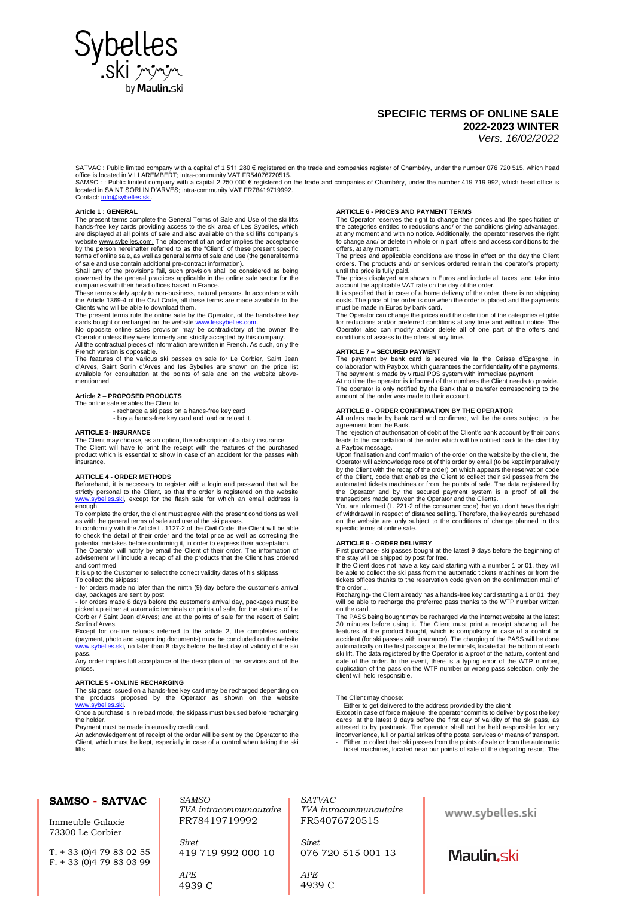# SPECIFIC TERMS OF ONLINE SALE

## 2022-2023 WINTER

*Vers. 16/02/2022*

SATVAC : Public limited company with a capital of 1 511 280 € registered on the trade and companies register of Chambéry, under the number 076 720 515, which head office is located in VILLAREMBERT; intra-community VAT FR54076720515.
SAMSO : : Public limited company with a capital 2 250 000 € registered on the trade and companies of Chambéry, under the number 419 719 992, which head office is located in SAINT SORLIN D'ARVES; intra-community VAT FR78419719992.
Contact: info@sybelles.ski.

### Article 1 : GENERAL

The present terms complete the General Terms of Sale and Use of the ski lifts hands-free key cards providing access to the ski area of Les Sybelles, which are displayed at all points of sale and also available on the ski lifts company's website www.sybelles.com. The placement of an order implies the acceptance by the person hereinafter referred to as the "Client" of these present specific terms of online sale, as well as general terms of sale and use (the general terms of sale and use contain additional pre-contract information).

Shall any of the provisions fail, such provision shall be considered as being governed by the general practices applicable in the online sale sector for the companies with their head offices based in France.

These terms solely apply to non-business, natural persons. In accordance with the Article 1369-4 of the Civil Code, all these terms are made available to the Clients who will be able to download them.

The present terms rule the online sale by the Operator, of the hands-free key cards bought or recharged on the website www.lessybelles.com.

No opposite online sales provision may be contradictory of the owner the Operator unless they were formerly and strictly accepted by this company.

All the contractual pieces of information are written in French. As such, only the French version is opposable.

The features of the various ski passes on sale for Le Corbier, Saint Jean d'Arves, Saint Sorlin d'Arves and les Sybelles are shown on the price list available for consultation at the points of sale and on the website above-mentionned.

### Article 2 – PROPOSED PRODUCTS

The online sale enables the Client to:

- recharge a ski pass on a hands-free key card
- buy a hands-free key card and load or reload it.

### ARTICLE 3- INSURANCE

The Client may choose, as an option, the subscription of a daily insurance.
The Client will have to print the receipt with the features of the purchased product which is essential to show in case of an accident for the passes with insurance.

### ARTICLE 4 - ORDER METHODS

Beforehand, it is necessary to register with a login and password that will be strictly personal to the Client, so that the order is registered on the website www.sybelles.ski, except for the flash sale for which an email address is enough.

To complete the order, the client must agree with the present conditions as well as with the general terms of sale and use of the ski passes.

In conformity with the Article L. 1127-2 of the Civil Code: the Client will be able to check the detail of their order and the total price as well as correcting the potential mistakes before confirming it, in order to express their acceptation.

The Operator will notify by email the Client of their order. The information of advisement will include a recap of all the products that the Client has ordered and confirmed.

It is up to the Customer to select the correct validity dates of his skipass.

To collect the skipass:

- for orders made no later than the ninth (9) day before the customer's arrival day, packages are sent by post.
- for orders made 8 days before the customer's arrival day, packages must be picked up either at automatic terminals or points of sale, for the stations of Le Corbier / Saint Jean d'Arves; and at the points of sale for the resort of Saint Sorlin d'Arves.

Except for on-line reloads referred to the article 2, the completes orders (payment, photo and supporting documents) must be concluded on the website www.sybelles.ski, no later than 8 days before the first day of validity of the ski pass.

Any order implies full acceptance of the description of the services and of the prices.

### ARTICLE 5 - ONLINE RECHARGING

The ski pass issued on a hands-free key card may be recharged depending on the products proposed by the Operator as shown on the website www.sybelles.ski.

Once a purchase is in reload mode, the skipass must be used before recharging the holder.

Payment must be made in euros by credit card.

An acknowledgement of receipt of the order will be sent by the Operator to the Client, which must be kept, especially in case of a control when taking the ski lifts.

### ARTICLE 6 - PRICES AND PAYMENT TERMS

The Operator reserves the right to change their prices and the specificities of the categories entitled to reductions and/ or the conditions giving advantages, at any moment and with no notice. Additionally, the operator reserves the right to change and/ or delete in whole or in part, offers and access conditions to the offers, at any moment.

The prices and applicable conditions are those in effect on the day the Client orders. The products and/ or services ordered remain the operator's property until the price is fully paid.

The prices displayed are shown in Euros and include all taxes, and take into account the applicable VAT rate on the day of the order.

It is specified that in case of a home delivery of the order, there is no shipping costs. The price of the order is due when the order is placed and the payments must be made in Euros by bank card.

The Operator can change the prices and the definition of the categories eligible for reductions and/or preferred conditions at any time and without notice. The Operator also can modify and/or delete all of one part of the offers and conditions of assess to the offers at any time.

### ARTICLE 7 – SECURED PAYMENT

The payment by bank card is secured via la the Caisse d'Epargne, in collaboration with Paybox, which guarantees the confidentiality of the payments.
The payment is made by virtual POS system with immediate payment.
At no time the operator is informed of the numbers the Client needs to provide.
The operator is only notified by the Bank that a transfer corresponding to the amount of the order was made to their account.

### ARTICLE 8 - ORDER CONFIRMATION BY THE OPERATOR

All orders made by bank card and confirmed, will be the ones subject to the agreement from the Bank.

The rejection of authorisation of debit of the Client's bank account by their bank leads to the cancellation of the order which will be notified back to the Client by a Paybox message.

Upon finalisation and confirmation of the order on the website by the client, the Operator will acknowledge receipt of this order by email (to be kept imperatively by the Client with the recap of the order) on which appears the reservation code of the Client, code that enables the Client to collect their ski passes from the automated tickets machines or from the points of sale. The data registered by the Operator and by the secured payment system is a proof of all the transactions made between the Operator and the Clients.

You are informed (L. 221-2 of the consumer code) that you don't have the right of withdrawal in respect of distance selling. Therefore, the key cards purchased on the website are only subject to the conditions of change planned in this specific terms of online sale.

### ARTICLE 9 - ORDER DELIVERY

First purchase- ski passes bought at the latest 9 days before the beginning of the stay will be shipped by post for free.

If the Client does not have a key card starting with a number 1 or 01, they will be able to collect the ski pass from the automatic tickets machines or from the tickets offices thanks to the reservation code given on the confirmation mail of the order…

Recharging- the Client already has a hands-free key card starting a 1 or 01; they will be able to recharge the preferred pass thanks to the WTP number written on the card.

The PASS being bought may be recharged via the internet website at the latest 30 minutes before using it. The Client must print a receipt showing all the features of the product bought, which is compulsory in case of a control or accident (for ski passes with insurance). The charging of the PASS will be done automatically on the first passage at the terminals, located at the bottom of each ski lift. The data registered by the Operator is a proof of the nature, content and date of the order. In the event, there is a typing error of the WTP number, duplication of the pass on the WTP number or wrong pass selection, only the client will held responsible.

The Client may choose:

- Either to get delivered to the address provided by the client

Except in case of force majeure, the operator commits to deliver by post the key cards, at the latest 9 days before the first day of validity of the ski pass, as attested to by postmark. The operator shall not be held responsible for any inconvenience, full or partial strikes of the postal services or means of transport.

- Either to collect their ski passes from the points of sale or from the automatic ticket machines, located near our points of sale of the departing resort. The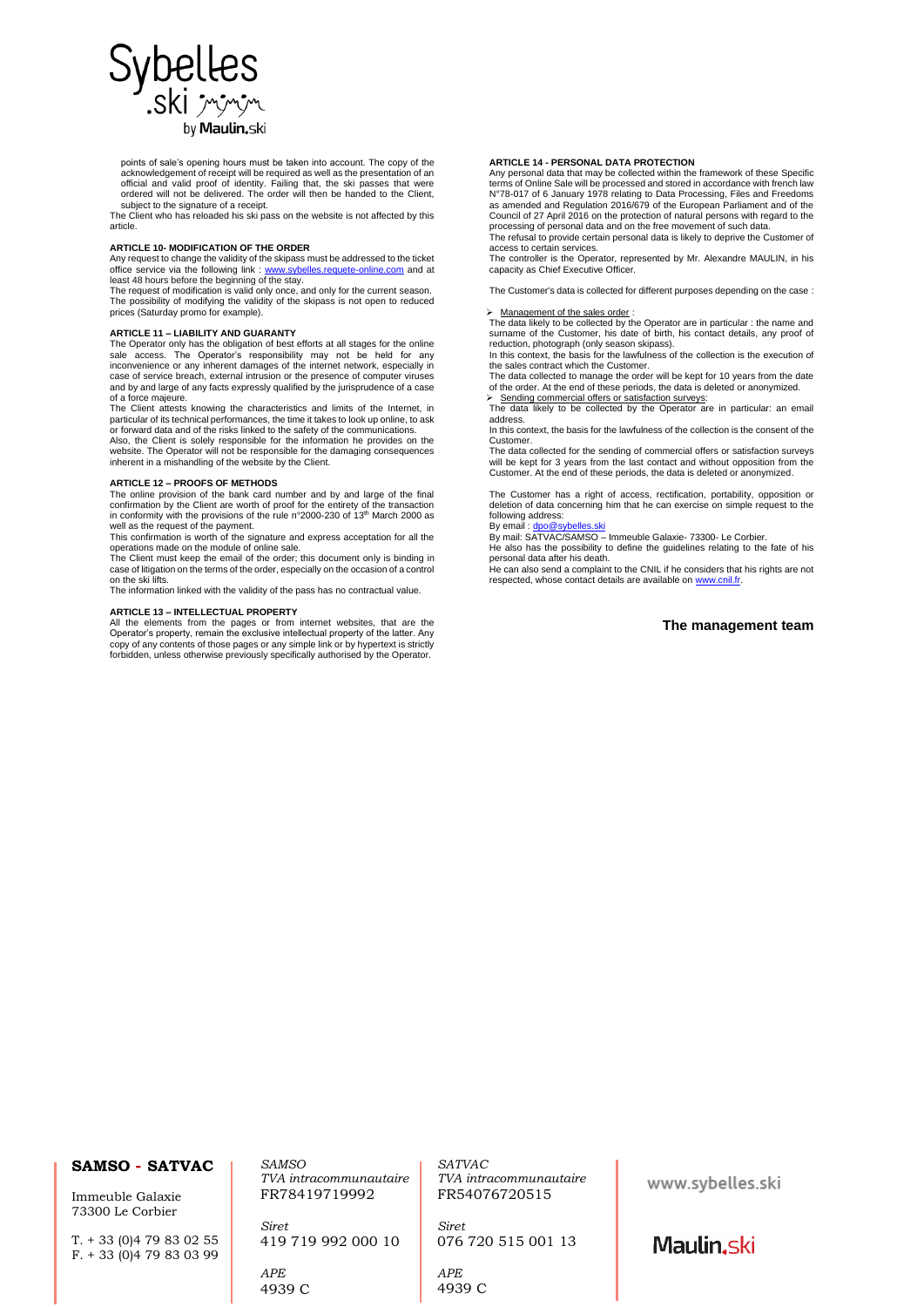points of sale's opening hours must be taken into account. The copy of the acknowledgement of receipt will be required as well as the presentation of an official and valid proof of identity. Failing that, the ski passes that were ordered will not be delivered. The order will then be handed to the Client, subject to the signature of a receipt.

The Client who has reloaded his ski pass on the website is not affected by this article.

**ARTICLE 10- MODIFICATION OF THE ORDER**

Any request to change the validity of the skipass must be addressed to the ticket office service via the following link : www.sybelles.requete-online.com and at least 48 hours before the beginning of the stay.

The request of modification is valid only once, and only for the current season. The possibility of modifying the validity of the skipass is not open to reduced prices (Saturday promo for example).

**ARTICLE 11 – LIABILITY AND GUARANTY**

The Operator only has the obligation of best efforts at all stages for the online sale access. The Operator's responsibility may not be held for any inconvenience or any inherent damages of the internet network, especially in case of service breach, external intrusion or the presence of computer viruses and by and large of any facts expressly qualified by the jurisprudence of a case of a force majeure.

The Client attests knowing the characteristics and limits of the Internet, in particular of its technical performances, the time it takes to look up online, to ask or forward data and of the risks linked to the safety of the communications.

Also, the Client is solely responsible for the information he provides on the website. The Operator will not be responsible for the damaging consequences inherent in a mishandling of the website by the Client.

**ARTICLE 12 – PROOFS OF METHODS**

The online provision of the bank card number and by and large of the final confirmation by the Client are worth of proof for the entirety of the transaction in conformity with the provisions of the rule n°2000-230 of 13th March 2000 as well as the request of the payment.

This confirmation is worth of the signature and express acceptation for all the operations made on the module of online sale.

The Client must keep the email of the order; this document only is binding in case of litigation on the terms of the order, especially on the occasion of a control on the ski lifts.

The information linked with the validity of the pass has no contractual value.

**ARTICLE 13 – INTELLECTUAL PROPERTY**

All the elements from the pages or from internet websites, that are the Operator's property, remain the exclusive intellectual property of the latter. Any copy of any contents of those pages or any simple link or by hypertext is strictly forbidden, unless otherwise previously specifically authorised by the Operator.

**ARTICLE 14 - PERSONAL DATA PROTECTION**

Any personal data that may be collected within the framework of these Specific terms of Online Sale will be processed and stored in accordance with french law N°78-017 of 6 January 1978 relating to Data Processing, Files and Freedoms as amended and Regulation 2016/679 of the European Parliament and of the Council of 27 April 2016 on the protection of natural persons with regard to the processing of personal data and on the free movement of such data.

The refusal to provide certain personal data is likely to deprive the Customer of access to certain services.

The controller is the Operator, represented by Mr. Alexandre MAULIN, in his capacity as Chief Executive Officer.

The Customer's data is collected for different purposes depending on the case :

- Management of the sales order :

The data likely to be collected by the Operator are in particular : the name and surname of the Customer, his date of birth, his contact details, any proof of reduction, photograph (only season skipass).

In this context, the basis for the lawfulness of the collection is the execution of the sales contract which the Customer.

The data collected to manage the order will be kept for 10 years from the date of the order. At the end of these periods, the data is deleted or anonymized.

- Sending commercial offers or satisfaction surveys:

The data likely to be collected by the Operator are in particular: an email address.

In this context, the basis for the lawfulness of the collection is the consent of the Customer.

The data collected for the sending of commercial offers or satisfaction surveys will be kept for 3 years from the last contact and without opposition from the Customer. At the end of these periods, the data is deleted or anonymized.

The Customer has a right of access, rectification, portability, opposition or deletion of data concerning him that he can exercise on simple request to the following address:

By email : dpo@sybelles.ski

By mail: SATVAC/SAMSO – Immeuble Galaxie- 73300- Le Corbier.

He also has the possibility to define the guidelines relating to the fate of his personal data after his death.

He can also send a complaint to the CNIL if he considers that his rights are not respected, whose contact details are available on www.cnil.fr.

**The management team**

**SAMSO - SATVAC**

Immeuble Galaxie
73300 Le Corbier

T. + 33 (0)4 79 83 02 55
F. + 33 (0)4 79 83 03 99

*SAMSO*
*TVA intracommunautaire*
FR78419719992

*Siret*
419 719 992 000 10

*APE*
4939 C

*SATVAC*
*TVA intracommunautaire*
FR54076720515

*Siret*
076 720 515 001 13

*APE*
4939 C

www.sybelles.ski

Maulin.ski